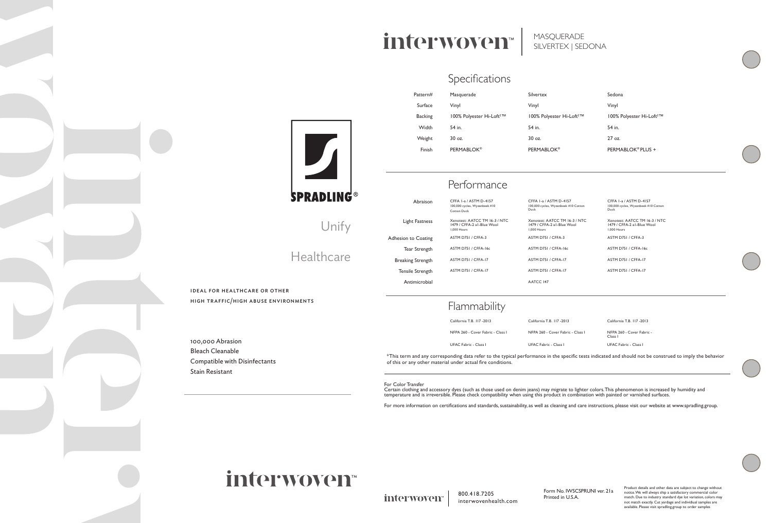# interwoven™

MASQUERADE
SILVERTEX | SEDONA

SPRADLING®

Unify

Healthcare

IDEAL FOR HEALTHCARE OR OTHER HIGH TRAFFIC/HIGH ABUSE ENVIRONMENTS

100,000 Abrasion
Bleach Cleanable
Compatible with Disinfectants
Stain Resistant

## Specifications

| Pattern# | Masquerade | Silvertex | Sedona |
| --- | --- | --- | --- |
| Surface | Vinyl | Vinyl | Vinyl |
| Backing | 100% Polyester Hi-Loft²™ | 100% Polyester Hi-Loft²™ | 100% Polyester Hi-Loft²™ |
| Width | 54 in. | 54 in. | 54 in. |
| Weight | 30 oz. | 30 oz. | 27 oz. |
| Finish | PERMABLOK® | PERMABLOK® | PERMABLOK® PLUS + |

## Performance

| | Masquerade | Silvertex | Sedona |
| --- | --- | --- | --- |
| Abraison | CFFA 1-a / ASTM D-4157 100,000 cycles, Wyzenbeek #10 Cotton Duck | CFFA 1-a / ASTM D-4157 100,000 cycles, Wyzenbeek #10 Cotton Duck | CFFA 1-a / ASTM D-4157 100,000 cycles, Wyzenbeek #10 Cotton Duck |
| Light Fastness | Xenotest: AATCC TM 16-3 / NTC 1479 / CFFA-2 a1-Blue Wool 1,000 Hours | Xenotest: AATCC TM 16-3 / NTC 1479 / CFFA-2 a1-Blue Wool 1,000 Hours | Xenotest: AATCC TM 16-3 / NTC 1479 / CFFA-2 a1-Blue Wool 1,000 Hours |
| Adhesion to Coating | ASTM D751 / CFFA-3 | ASTM D751 / CFFA-3 | ASTM D751 / CFFA-3 |
| Tear Strength | ASTM D751 / CFFA-16c | ASTM D751 / CFFA-16c | ASTM D751 / CFFA-16c |
| Breaking Strength | ASTM D751 / CFFA-17 | ASTM D751 / CFFA-17 | ASTM D751 / CFFA-17 |
| Tensile Strength | ASTM D751 / CFFA-17 | ASTM D751 / CFFA-17 | ASTM D751 / CFFA-17 |
| Antimicrobial | | AATCC 147 | |

## Flammability

| Masquerade | Silvertex | Sedona |
| --- | --- | --- |
| California T.B. 117 -2013 | California T.B. 117 -2013 | California T.B. 117 -2013 |
| NFPA 260 - Cover Fabric - Class I | NFPA 260 - Cover Fabric - Class I | NFPA 260 - Cover Fabric - Class I |
| UFAC Fabric - Class I | UFAC Fabric - Class I | UFAC Fabric - Class I |

*This term and any corresponding data refer to the typical performance in the specific tests indicated and should not be construed to imply the behavior of this or any other material under actual fire conditions.

For Color Transfer
Certain clothing and accessory dyes (such as those used on denim jeans) may migrate to lighter colors. This phenomenon is increased by humidity and temperature and is irreversible. Please check compatibility when using this product in combination with painted or varnished surfaces.

For more information on certifications and standards, sustainability, as well as cleaning and care instructions, please visit our website at www.spradling.group.

interwoven™

interwoven™ | 800.418.7205 interwovenhealth.com

Form No. IWSCSPRUNI ver. 21a
Printed in U.S.A.

Product details and other data are subject to change without notice. We will always ship a satisfactory commercial color match. Due to industry standard dye lot variation, colors may not match exactly. Cut yardage and individual samples are available. Please visit spradling.group to order samples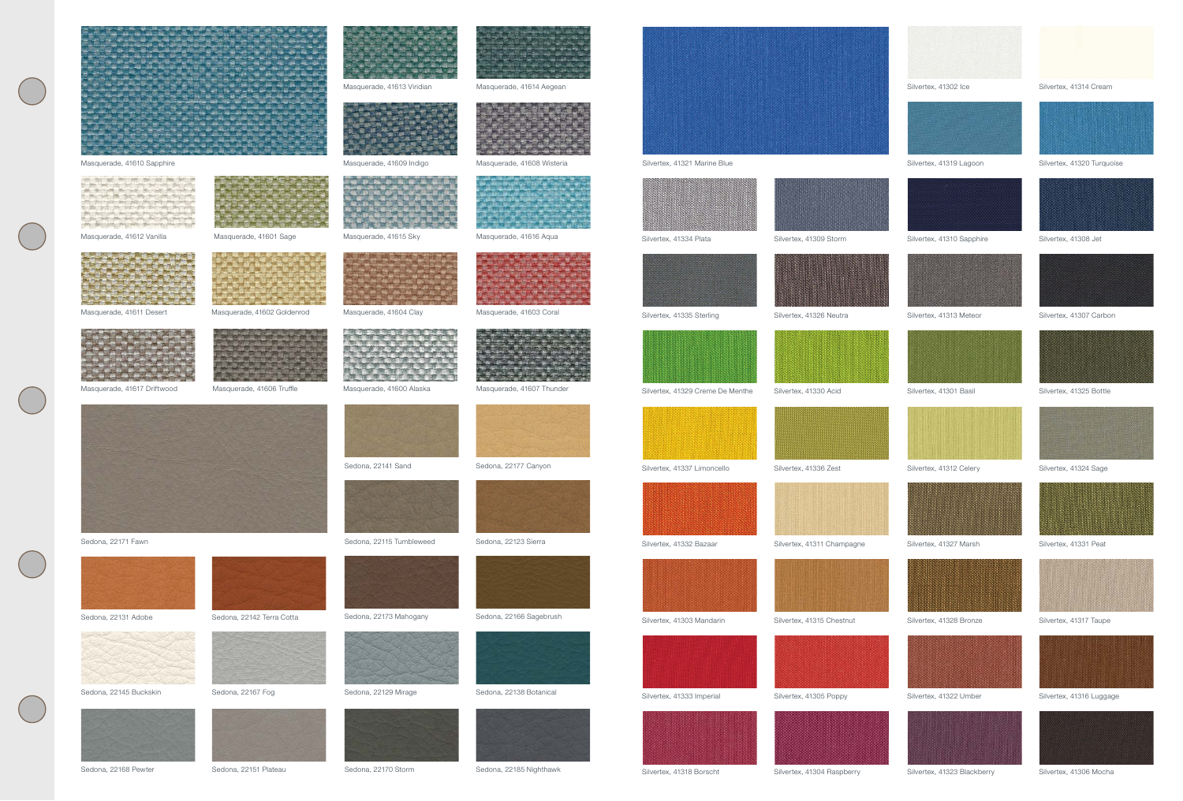Masquerade, 41610 Sapphire

Masquerade, 41613 Viridian

Masquerade, 41614 Aegean

Masquerade, 41609 Indigo

Masquerade, 41608 Wisteria

Masquerade, 41612 Vanilla

Masquerade, 41601 Sage

Masquerade, 41615 Sky

Masquerade, 41616 Aqua

Masquerade, 41611 Desert

Masquerade, 41602 Goldenrod

Masquerade, 41604 Clay

Masquerade, 41603 Coral

Masquerade, 41617 Driftwood

Masquerade, 41606 Truffle

Masquerade, 41600 Alaska

Masquerade, 41607 Thunder

Sedona, 22171 Fawn

Sedona, 22141 Sand

Sedona, 22177 Canyon

Sedona, 22115 Tumbleweed

Sedona, 22123 Sierra

Sedona, 22131 Adobe

Sedona, 22142 Terra Cotta

Sedona, 22173 Mahogany

Sedona, 22166 Sagebrush

Sedona, 22145 Buckskin

Sedona, 22167 Fog

Sedona, 22129 Mirage

Sedona, 22138 Botanical

Sedona, 22168 Pewter

Sedona, 22151 Plateau

Sedona, 22170 Storm

Sedona, 22185 Nighthawk

Silvertex, 41321 Marine Blue

Silvertex, 41302 Ice

Silvertex, 41314 Cream

Silvertex, 41319 Lagoon

Silvertex, 41320 Turquoise

Silvertex, 41334 Plata

Silvertex, 41309 Storm

Silvertex, 41310 Sapphire

Silvertex, 41308 Jet

Silvertex, 41335 Sterling

Silvertex, 41326 Neutra

Silvertex, 41313 Meteor

Silvertex, 41307 Carbon

Silvertex, 41329 Creme De Menthe

Silvertex, 41330 Acid

Silvertex, 41301 Basil

Silvertex, 41325 Bottle

Silvertex, 41337 Limoncello

Silvertex, 41336 Zest

Silvertex, 41312 Celery

Silvertex, 41324 Sage

Silvertex, 41332 Bazaar

Silvertex, 41311 Champagne

Silvertex, 41327 Marsh

Silvertex, 41331 Peat

Silvertex, 41303 Mandarin

Silvertex, 41315 Chestnut

Silvertex, 41328 Bronze

Silvertex, 41317 Taupe

Silvertex, 41333 Imperial

Silvertex, 41305 Poppy

Silvertex, 41322 Umber

Silvertex, 41316 Luggage

Silvertex, 41318 Borscht

Silvertex, 41304 Raspberry

Silvertex, 41323 Blackberry

Silvertex, 41306 Mocha